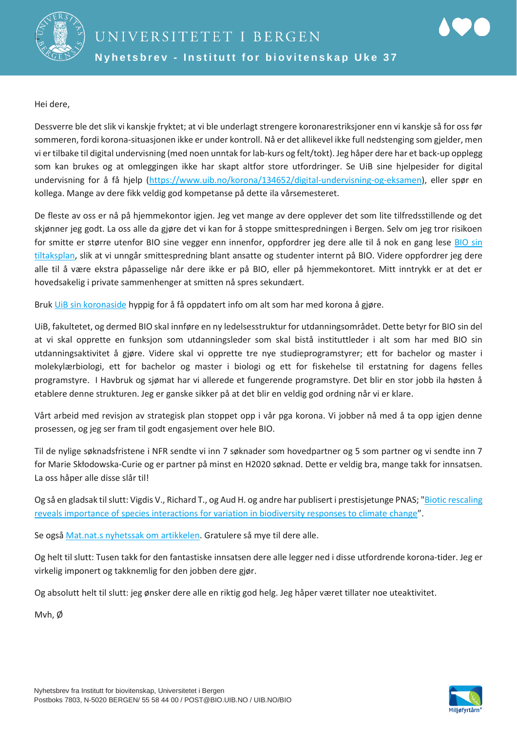# UNIVERSITETET I BERGEN

## Nyhetsbrev - Institutt for biovitenskap Uke 37

Hei dere,

Dessverre ble det slik vi kanskje fryktet; at vi ble underlagt strengere koronarestriksjoner enn vi kanskje så for oss før sommeren, fordi korona-situasjonen ikke er under kontroll. Nå er det allikevel ikke full nedstenging som gjelder, men vi er tilbake til digital undervisning (med noen unntak for lab-kurs og felt/tokt). Jeg håper dere har et back-up opplegg som kan brukes og at omleggingen ikke har skapt altfor store utfordringer. Se UiB sine hjelpesider for digital undervisning for å få hjelp (https://www.uib.no/korona/134652/digital-undervisning-og-eksamen), eller spør en kollega. Mange av dere fikk veldig god kompetanse på dette ila vårsemesteret.

De fleste av oss er nå på hjemmekontor igjen. Jeg vet mange av dere opplever det som lite tilfredsstillende og det skjønner jeg godt. La oss alle da gjøre det vi kan for å stoppe smittespredningen i Bergen. Selv om jeg tror risikoen for smitte er større utenfor BIO sine vegger enn innenfor, oppfordrer jeg dere alle til å nok en gang lese BIO sin tiltaksplan, slik at vi unngår smittespredning blant ansatte og studenter internt på BIO. Videre oppfordrer jeg dere alle til å være ekstra påpasselige når dere ikke er på BIO, eller på hjemmekontoret. Mitt inntrykk er at det er hovedsakelig i private sammenhenger at smitten nå spres sekundært.

Bruk UiB sin koronaside hyppig for å få oppdatert info om alt som har med korona å gjøre.

UiB, fakultetet, og dermed BIO skal innføre en ny ledelsesstruktur for utdanningsområdet. Dette betyr for BIO sin del at vi skal opprette en funksjon som utdanningsleder som skal bistå instituttleder i alt som har med BIO sin utdanningsaktivitet å gjøre. Videre skal vi opprette tre nye studieprogramstyrer; ett for bachelor og master i molekylærbiologi, ett for bachelor og master i biologi og ett for fiskehelse til erstatning for dagens felles programstyre. I Havbruk og sjømat har vi allerede et fungerende programstyre. Det blir en stor jobb ila høsten å etablere denne strukturen. Jeg er ganske sikker på at det blir en veldig god ordning når vi er klare.

Vårt arbeid med revisjon av strategisk plan stoppet opp i vår pga korona. Vi jobber nå med å ta opp igjen denne prosessen, og jeg ser fram til godt engasjement over hele BIO.

Til de nylige søknadsfristene i NFR sendte vi inn 7 søknader som hovedpartner og 5 som partner og vi sendte inn 7 for Marie Skłodowska-Curie og er partner på minst en H2020 søknad. Dette er veldig bra, mange takk for innsatsen. La oss håper alle disse slår til!

Og så en gladsak til slutt: Vigdis V., Richard T., og Aud H. og andre har publisert i prestisjetunge PNAS; "Biotic rescaling reveals importance of species interactions for variation in biodiversity responses to climate change".

Se også Mat.nat.s nyhetssak om artikkelen. Gratulere så mye til dere alle.

Og helt til slutt: Tusen takk for den fantastiske innsatsen dere alle legger ned i disse utfordrende korona-tider. Jeg er virkelig imponert og takknemlig for den jobben dere gjør.

Og absolutt helt til slutt: jeg ønsker dere alle en riktig god helg. Jeg håper været tillater noe uteaktivitet.

Mvh, Ø

Nyhetsbrev fra Institutt for biovitenskap, Universitetet i Bergen
Postboks 7803, N-5020 BERGEN/ 55 58 44 00 / POST@BIO.UIB.NO / UIB.NO/BIO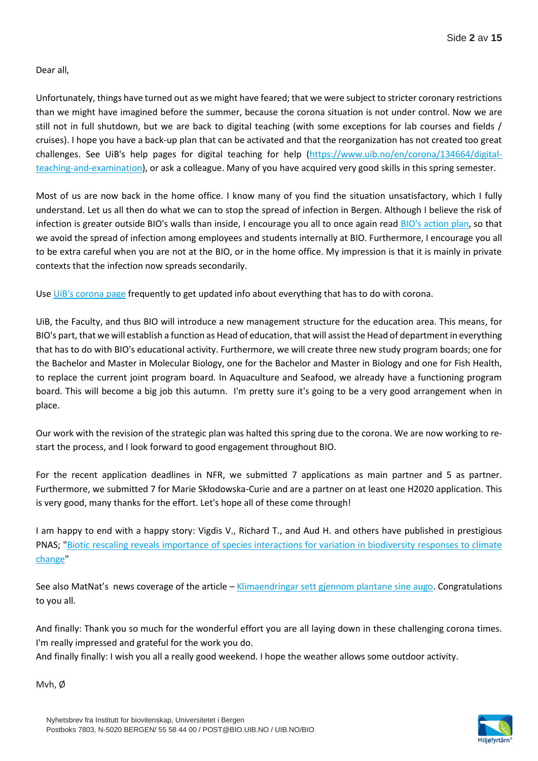Dear all,

Unfortunately, things have turned out as we might have feared; that we were subject to stricter coronary restrictions than we might have imagined before the summer, because the corona situation is not under control. Now we are still not in full shutdown, but we are back to digital teaching (with some exceptions for lab courses and fields / cruises). I hope you have a back-up plan that can be activated and that the reorganization has not created too great challenges. See UiB's help pages for digital teaching for help ([https://www.uib.no/en/corona/134664/digital-teaching-and-examination](https://www.uib.no/en/corona/134664/digital-teaching-and-examination)), or ask a colleague. Many of you have acquired very good skills in this spring semester.

Most of us are now back in the home office. I know many of you find the situation unsatisfactory, which I fully understand. Let us all then do what we can to stop the spread of infection in Bergen. Although I believe the risk of infection is greater outside BIO's walls than inside, I encourage you all to once again read BIO's action plan, so that we avoid the spread of infection among employees and students internally at BIO. Furthermore, I encourage you all to be extra careful when you are not at the BIO, or in the home office. My impression is that it is mainly in private contexts that the infection now spreads secondarily.

Use UiB's corona page frequently to get updated info about everything that has to do with corona.

UiB, the Faculty, and thus BIO will introduce a new management structure for the education area. This means, for BIO's part, that we will establish a function as Head of education, that will assist the Head of department in everything that has to do with BIO's educational activity. Furthermore, we will create three new study program boards; one for the Bachelor and Master in Molecular Biology, one for the Bachelor and Master in Biology and one for Fish Health, to replace the current joint program board. In Aquaculture and Seafood, we already have a functioning program board. This will become a big job this autumn. I'm pretty sure it's going to be a very good arrangement when in place.

Our work with the revision of the strategic plan was halted this spring due to the corona. We are now working to re-start the process, and I look forward to good engagement throughout BIO.

For the recent application deadlines in NFR, we submitted 7 applications as main partner and 5 as partner. Furthermore, we submitted 7 for Marie Skłodowska-Curie and are a partner on at least one H2020 application. This is very good, many thanks for the effort. Let's hope all of these come through!

I am happy to end with a happy story: Vigdis V., Richard T., and Aud H. and others have published in prestigious PNAS; "Biotic rescaling reveals importance of species interactions for variation in biodiversity responses to climate change"

See also MatNat's news coverage of the article – Klimaendringar sett gjennom plantane sine augo. Congratulations to you all.

And finally: Thank you so much for the wonderful effort you are all laying down in these challenging corona times. I'm really impressed and grateful for the work you do.
And finally finally: I wish you all a really good weekend. I hope the weather allows some outdoor activity.

Mvh, Ø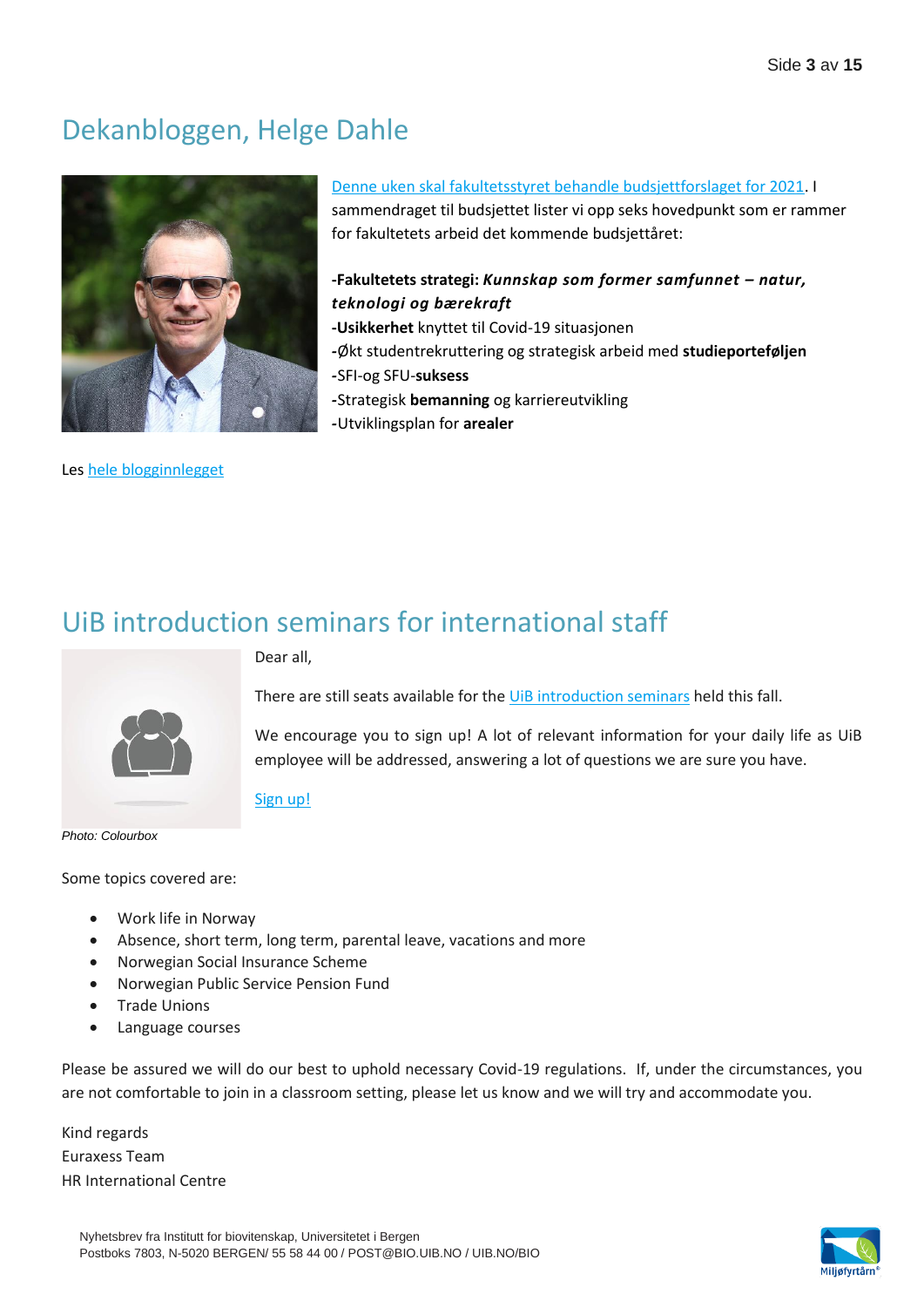## Dekanbloggen, Helge Dahle

[Denne uken skal fakultetsstyret behandle budsjettforslaget for 2021](). I sammendraget til budsjettet lister vi opp seks hovedpunkt som er rammer for fakultetets arbeid det kommende budsjettåret:

**-Fakultetets strategi:** ***Kunnskap som former samfunnet – natur, teknologi og bærekraft***
**-Usikkerhet** knyttet til Covid-19 situasjonen
**-**Økt studentrekruttering og strategisk arbeid med **studieporteføljen**
**-**SFI-og SFU-**suksess**
**-**Strategisk **bemanning** og karriereutvikling
**-**Utviklingsplan for **arealer**

Les [hele blogginnlegget]()

## UiB introduction seminars for international staff

*Photo: Colourbox*

Dear all,

There are still seats available for the [UiB introduction seminars]() held this fall.

We encourage you to sign up! A lot of relevant information for your daily life as UiB employee will be addressed, answering a lot of questions we are sure you have.

[Sign up!]()

Some topics covered are:

- Work life in Norway
- Absence, short term, long term, parental leave, vacations and more
- Norwegian Social Insurance Scheme
- Norwegian Public Service Pension Fund
- Trade Unions
- Language courses

Please be assured we will do our best to uphold necessary Covid-19 regulations. If, under the circumstances, you are not comfortable to join in a classroom setting, please let us know and we will try and accommodate you.

Kind regards
Euraxess Team
HR International Centre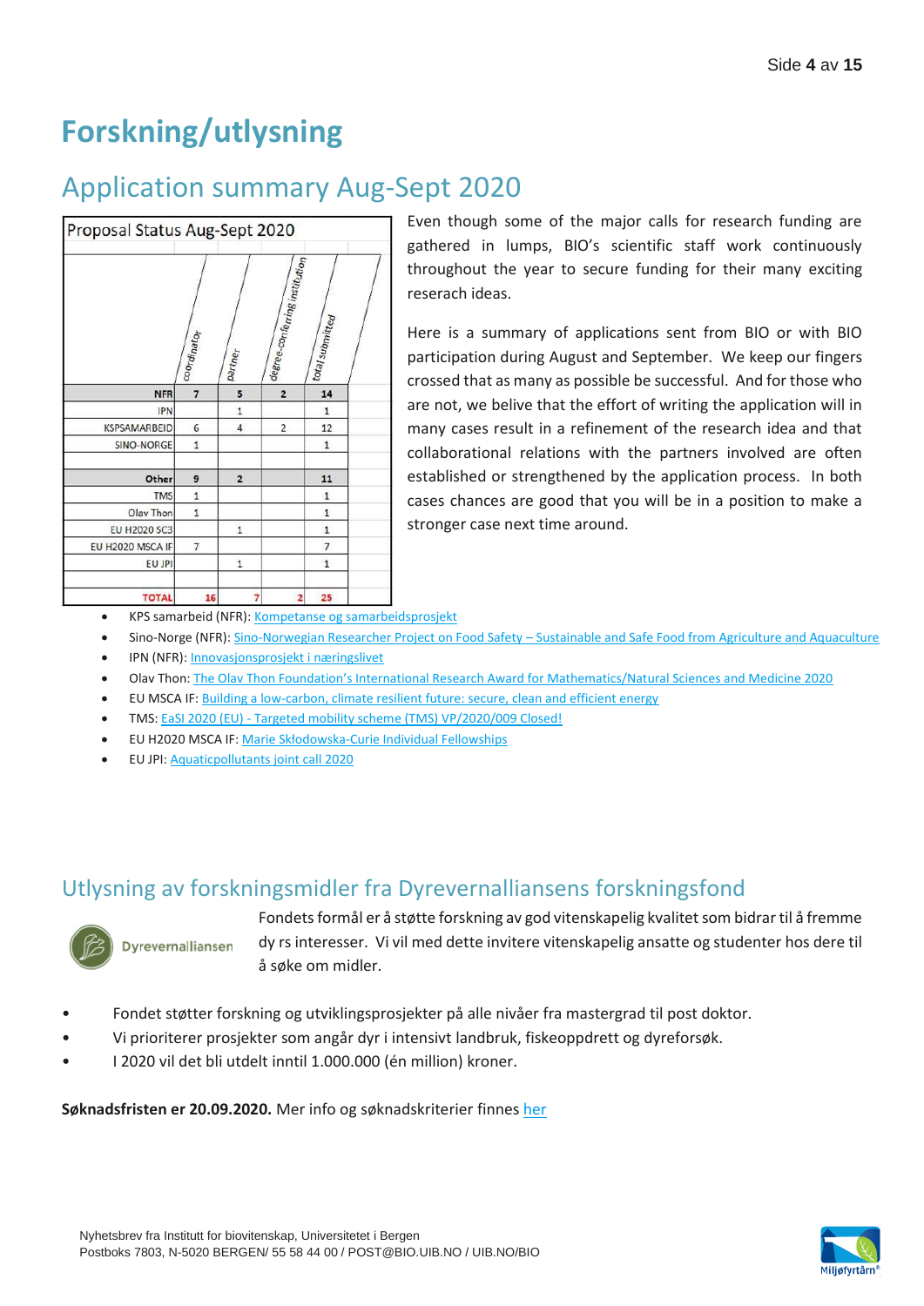# Forskning/utlysning

## Application summary Aug-Sept 2020

| Proposal Status Aug-Sept 2020 | coordinator | partner | degree-conferring institution | total submitted |
|---|---|---|---|---|
| **NFR** | **7** | **5** | **2** | **14** |
| IPN | | 1 | | 1 |
| KSPSAMARBEID | 6 | 4 | 2 | 12 |
| SINO-NORGE | 1 | | | 1 |
| | | | | |
| **Other** | **9** | **2** | | **11** |
| TMS | 1 | | | 1 |
| Olav Thon | 1 | | | 1 |
| EU H2020 SC3 | | 1 | | 1 |
| EU H2020 MSCA IF | 7 | | | 7 |
| EU JPI | | 1 | | 1 |
| | | | | |
| **TOTAL** | **16** | **7** | **2** | **25** |

Even though some of the major calls for research funding are gathered in lumps, BIO's scientific staff work continuously throughout the year to secure funding for their many exciting reserach ideas.

Here is a summary of applications sent from BIO or with BIO participation during August and September. We keep our fingers crossed that as many as possible be successful. And for those who are not, we belive that the effort of writing the application will in many cases result in a refinement of the research idea and that collaborational relations with the partners involved are often established or strengthened by the application process. In both cases chances are good that you will be in a position to make a stronger case next time around.

- KPS samarbeid (NFR): Kompetanse og samarbeidsprosjekt
- Sino-Norge (NFR): Sino-Norwegian Researcher Project on Food Safety – Sustainable and Safe Food from Agriculture and Aquaculture
- IPN (NFR): Innovasjonsprosjekt i næringslivet
- Olav Thon: The Olav Thon Foundation's International Research Award for Mathematics/Natural Sciences and Medicine 2020
- EU MSCA IF: Building a low-carbon, climate resilient future: secure, clean and efficient energy
- TMS: EaSI 2020 (EU) - Targeted mobility scheme (TMS) VP/2020/009 Closed!
- EU H2020 MSCA IF: Marie Skłodowska-Curie Individual Fellowships
- EU JPI: Aquaticpollutants joint call 2020

## Utlysning av forskningsmidler fra Dyrevernalliansens forskningsfond

Dyrevernalliansen

Fondets formål er å støtte forskning av god vitenskapelig kvalitet som bidrar til å fremme dy rs interesser. Vi vil med dette invitere vitenskapelig ansatte og studenter hos dere til å søke om midler.

- Fondet støtter forskning og utviklingsprosjekter på alle nivåer fra mastergrad til post doktor.
- Vi prioriterer prosjekter som angår dyr i intensivt landbruk, fiskeoppdrett og dyreforsøk.
- I 2020 vil det bli utdelt inntil 1.000.000 (én million) kroner.

**Søknadsfristen er 20.09.2020.** Mer info og søknadskriterier finnes her

Nyhetsbrev fra Institutt for biovitenskap, Universitetet i Bergen
Postboks 7803, N-5020 BERGEN/ 55 58 44 00 / POST@BIO.UIB.NO / UIB.NO/BIO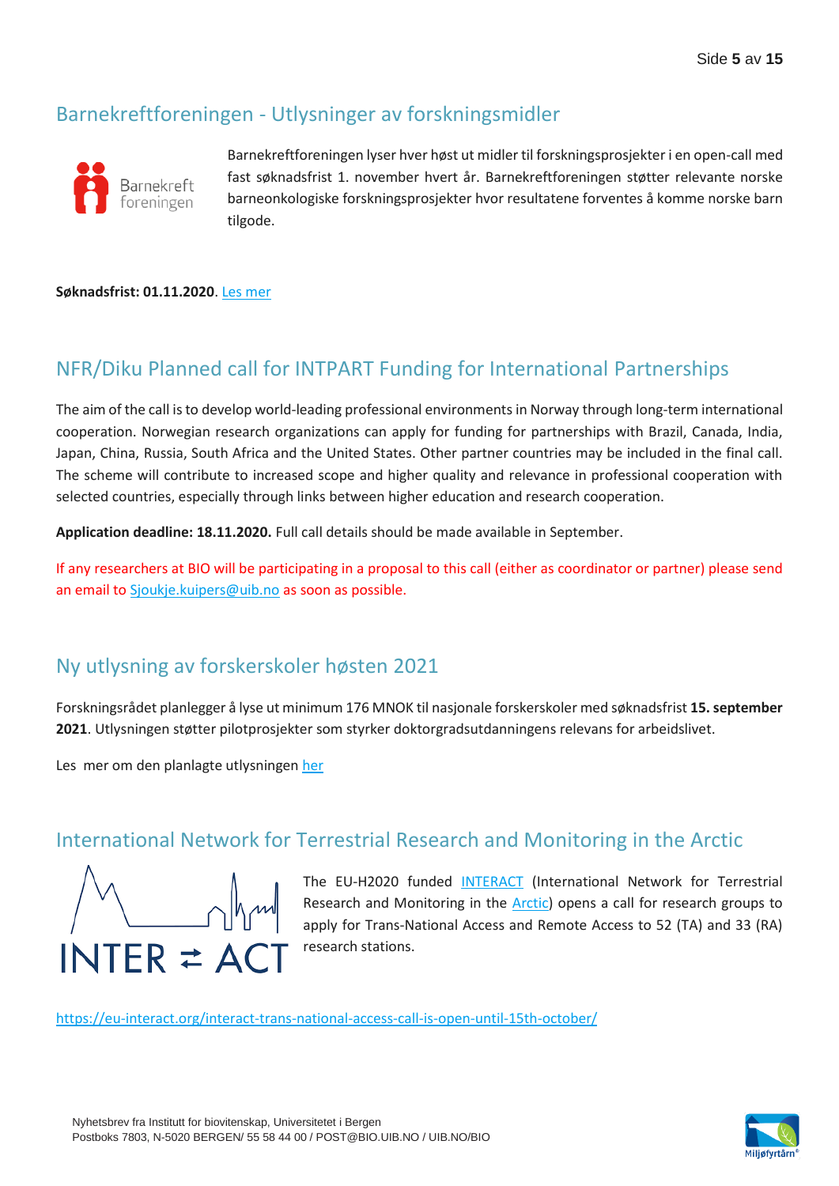## Barnekreftforeningen - Utlysninger av forskningsmidler

Barnekreftforeningen lyser hver høst ut midler til forskningsprosjekter i en open-call med fast søknadsfrist 1. november hvert år. Barnekreftforeningen støtter relevante norske barneonkologiske forskningsprosjekter hvor resultatene forventes å komme norske barn tilgode.

**Søknadsfrist: 01.11.2020**. Les mer

## NFR/Diku Planned call for INTPART Funding for International Partnerships

The aim of the call is to develop world-leading professional environments in Norway through long-term international cooperation. Norwegian research organizations can apply for funding for partnerships with Brazil, Canada, India, Japan, China, Russia, South Africa and the United States. Other partner countries may be included in the final call. The scheme will contribute to increased scope and higher quality and relevance in professional cooperation with selected countries, especially through links between higher education and research cooperation.

**Application deadline: 18.11.2020.** Full call details should be made available in September.

If any researchers at BIO will be participating in a proposal to this call (either as coordinator or partner) please send an email to Sjoukje.kuipers@uib.no as soon as possible.

## Ny utlysning av forskerskoler høsten 2021

Forskningsrådet planlegger å lyse ut minimum 176 MNOK til nasjonale forskerskoler med søknadsfrist **15. september 2021**. Utlysningen støtter pilotprosjekter som styrker doktorgradsutdanningens relevans for arbeidslivet.

Les mer om den planlagte utlysningen her

## International Network for Terrestrial Research and Monitoring in the Arctic

The EU-H2020 funded INTERACT (International Network for Terrestrial Research and Monitoring in the Arctic) opens a call for research groups to apply for Trans-National Access and Remote Access to 52 (TA) and 33 (RA) research stations.

https://eu-interact.org/interact-trans-national-access-call-is-open-until-15th-october/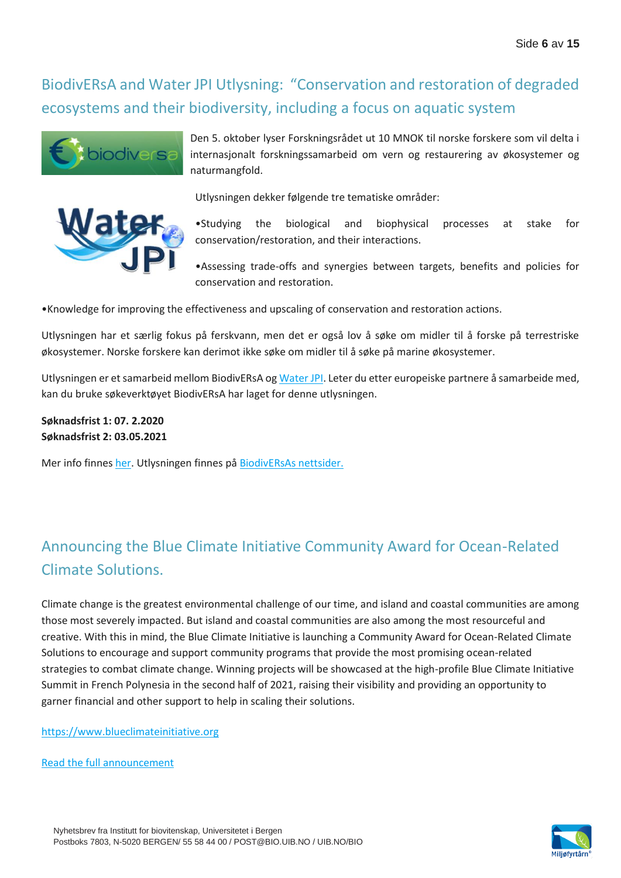## BiodivERsA and Water JPI Utlysning: "Conservation and restoration of degraded ecosystems and their biodiversity, including a focus on aquatic system

Den 5. oktober lyser Forskningsrådet ut 10 MNOK til norske forskere som vil delta i internasjonalt forskningssamarbeid om vern og restaurering av økosystemer og naturmangfold.

Utlysningen dekker følgende tre tematiske områder:

•Studying the biological and biophysical processes at stake for conservation/restoration, and their interactions.

•Assessing trade-offs and synergies between targets, benefits and policies for conservation and restoration.

•Knowledge for improving the effectiveness and upscaling of conservation and restoration actions.

Utlysningen har et særlig fokus på ferskvann, men det er også lov å søke om midler til å forske på terrestriske økosystemer. Norske forskere kan derimot ikke søke om midler til å søke på marine økosystemer.

Utlysningen er et samarbeid mellom BiodivERsA og Water JPI. Leter du etter europeiske partnere å samarbeide med, kan du bruke søkeverktøyet BiodivERsA har laget for denne utlysningen.

**Søknadsfrist 1: 07. 2.2020**
**Søknadsfrist 2: 03.05.2021**

Mer info finnes her. Utlysningen finnes på BiodivERsAs nettsider.

## Announcing the Blue Climate Initiative Community Award for Ocean-Related Climate Solutions.

Climate change is the greatest environmental challenge of our time, and island and coastal communities are among those most severely impacted. But island and coastal communities are also among the most resourceful and creative. With this in mind, the Blue Climate Initiative is launching a Community Award for Ocean-Related Climate Solutions to encourage and support community programs that provide the most promising ocean-related strategies to combat climate change. Winning projects will be showcased at the high-profile Blue Climate Initiative Summit in French Polynesia in the second half of 2021, raising their visibility and providing an opportunity to garner financial and other support to help in scaling their solutions.

https://www.blueclimateinitiative.org

Read the full announcement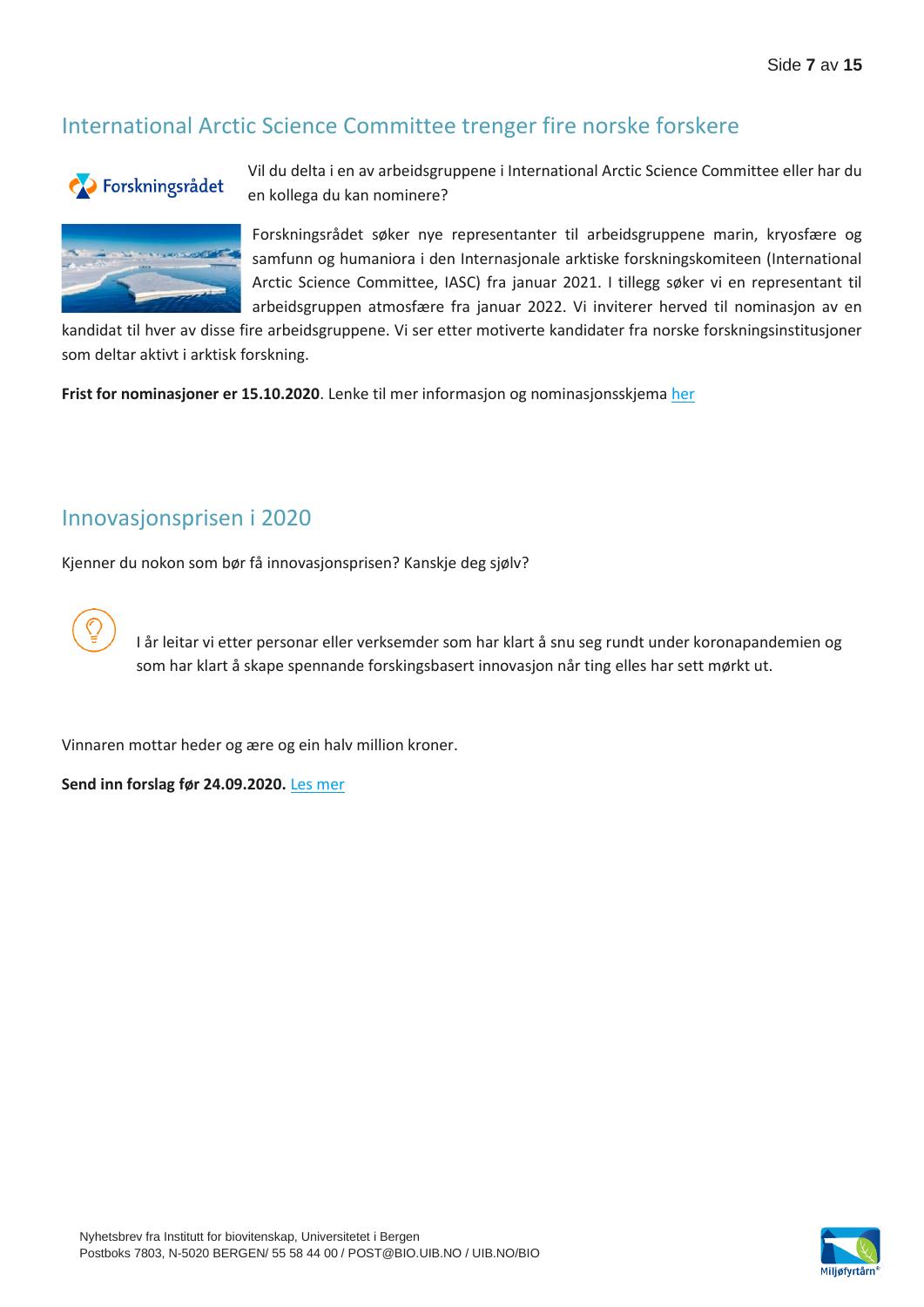## International Arctic Science Committee trenger fire norske forskere

Vil du delta i en av arbeidsgruppene i International Arctic Science Committee eller har du en kollega du kan nominere?

Forskningsrådet søker nye representanter til arbeidsgruppene marin, kryosfære og samfunn og humaniora i den Internasjonale arktiske forskningskomiteen (International Arctic Science Committee, IASC) fra januar 2021. I tillegg søker vi en representant til arbeidsgruppen atmosfære fra januar 2022. Vi inviterer herved til nominasjon av en kandidat til hver av disse fire arbeidsgruppene. Vi ser etter motiverte kandidater fra norske forskningsinstitusjoner som deltar aktivt i arktisk forskning.

**Frist for nominasjoner er 15.10.2020**. Lenke til mer informasjon og nominasjonsskjema her

## Innovasjonsprisen i 2020

Kjenner du nokon som bør få innovasjonsprisen? Kanskje deg sjølv?

I år leitar vi etter personar eller verksemder som har klart å snu seg rundt under koronapandemien og som har klart å skape spennande forskingsbasert innovasjon når ting elles har sett mørkt ut.

Vinnaren mottar heder og ære og ein halv million kroner.

**Send inn forslag før 24.09.2020.** Les mer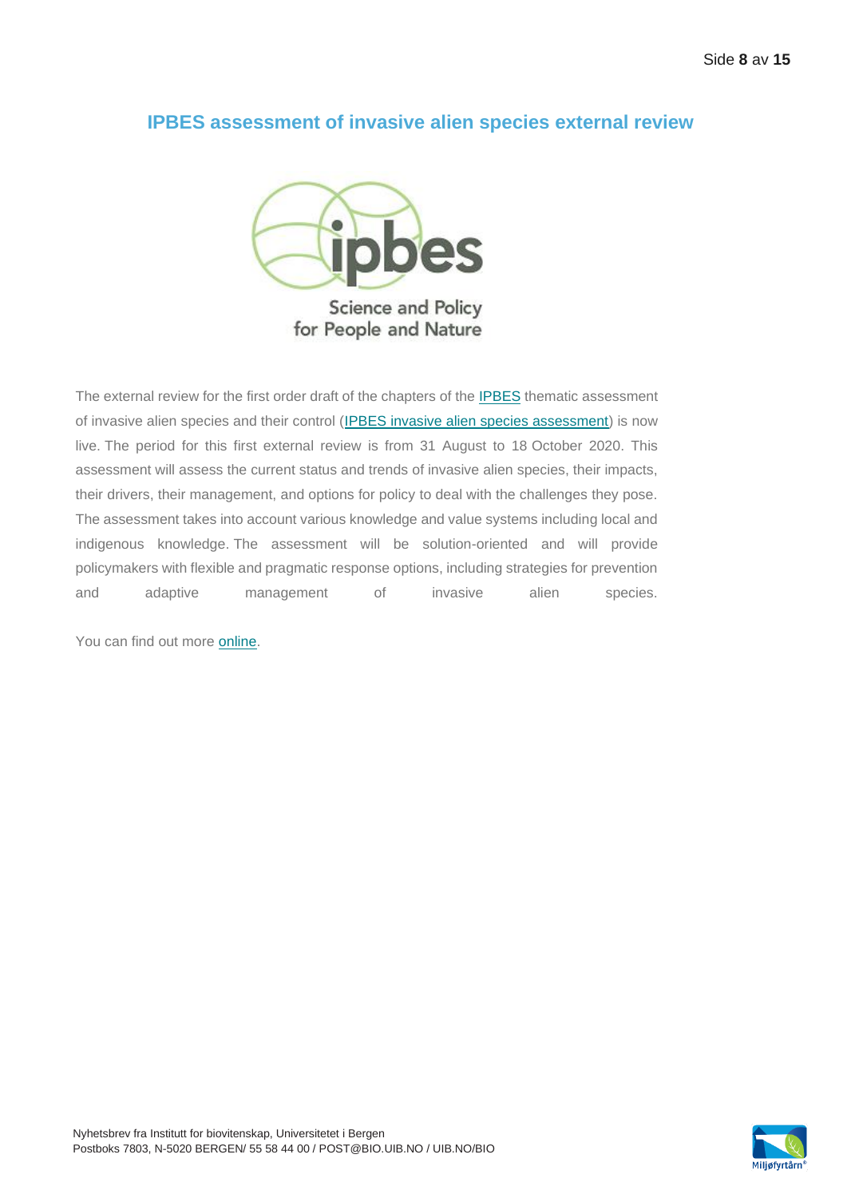## IPBES assessment of invasive alien species external review

The external review for the first order draft of the chapters of the IPBES thematic assessment of invasive alien species and their control (IPBES invasive alien species assessment) is now live. The period for this first external review is from 31 August to 18 October 2020. This assessment will assess the current status and trends of invasive alien species, their impacts, their drivers, their management, and options for policy to deal with the challenges they pose. The assessment takes into account various knowledge and value systems including local and indigenous knowledge. The assessment will be solution-oriented and will provide policymakers with flexible and pragmatic response options, including strategies for prevention and adaptive management of invasive alien species.

You can find out more online.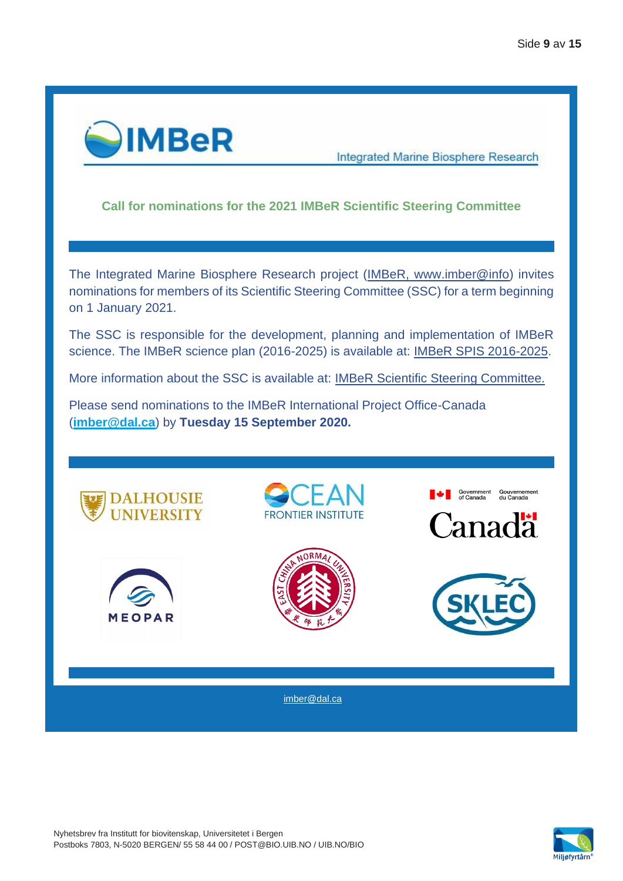# IMBeR

Integrated Marine Biosphere Research

## Call for nominations for the 2021 IMBeR Scientific Steering Committee

The Integrated Marine Biosphere Research project (IMBeR, www.imber@info) invites nominations for members of its Scientific Steering Committee (SSC) for a term beginning on 1 January 2021.

The SSC is responsible for the development, planning and implementation of IMBeR science. The IMBeR science plan (2016-2025) is available at: IMBeR SPIS 2016-2025.

More information about the SSC is available at: IMBeR Scientific Steering Committee.

Please send nominations to the IMBeR International Project Office-Canada (**imber@dal.ca**) by **Tuesday 15 September 2020.**

DALHOUSIE UNIVERSITY

OCEAN FRONTIER INSTITUTE

Government of Canada / Gouvernement du Canada

Canada

MEOPAR

EAST CHINA NORMAL UNIVERSITY

SKLEC

imber@dal.ca

Nyhetsbrev fra Institutt for biovitenskap, Universitetet i Bergen
Postboks 7803, N-5020 BERGEN/ 55 58 44 00 / POST@BIO.UIB.NO / UIB.NO/BIO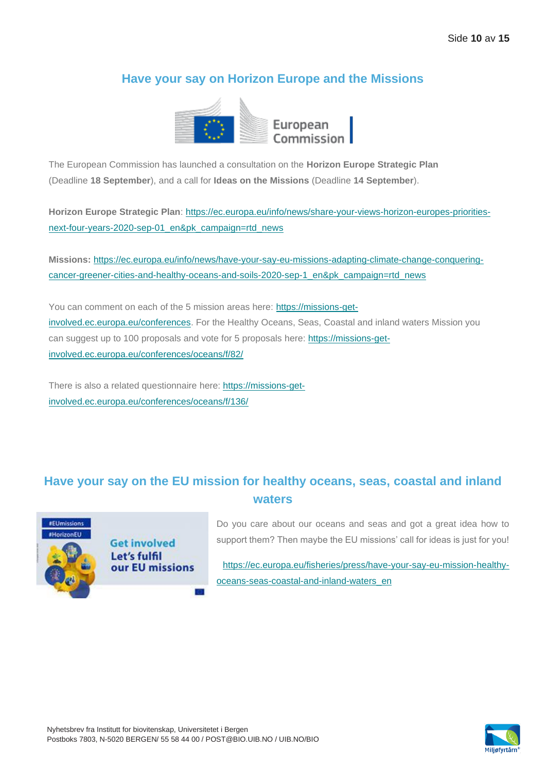## Have your say on Horizon Europe and the Missions

The European Commission has launched a consultation on the **Horizon Europe Strategic Plan** (Deadline **18 September**), and a call for **Ideas on the Missions** (Deadline **14 September**).

**Horizon Europe Strategic Plan**: https://ec.europa.eu/info/news/share-your-views-horizon-europes-priorities-next-four-years-2020-sep-01_en&pk_campaign=rtd_news

**Missions:** https://ec.europa.eu/info/news/have-your-say-eu-missions-adapting-climate-change-conquering-cancer-greener-cities-and-healthy-oceans-and-soils-2020-sep-1_en&pk_campaign=rtd_news

You can comment on each of the 5 mission areas here: https://missions-get-involved.ec.europa.eu/conferences. For the Healthy Oceans, Seas, Coastal and inland waters Mission you can suggest up to 100 proposals and vote for 5 proposals here: https://missions-get-involved.ec.europa.eu/conferences/oceans/f/82/

There is also a related questionnaire here: https://missions-get-involved.ec.europa.eu/conferences/oceans/f/136/

## Have your say on the EU mission for healthy oceans, seas, coastal and inland waters

Do you care about our oceans and seas and got a great idea how to support them? Then maybe the EU missions' call for ideas is just for you!

https://ec.europa.eu/fisheries/press/have-your-say-eu-mission-healthy-oceans-seas-coastal-and-inland-waters_en

Nyhetsbrev fra Institutt for biovitenskap, Universitetet i Bergen
Postboks 7803, N-5020 BERGEN/ 55 58 44 00 / POST@BIO.UIB.NO / UIB.NO/BIO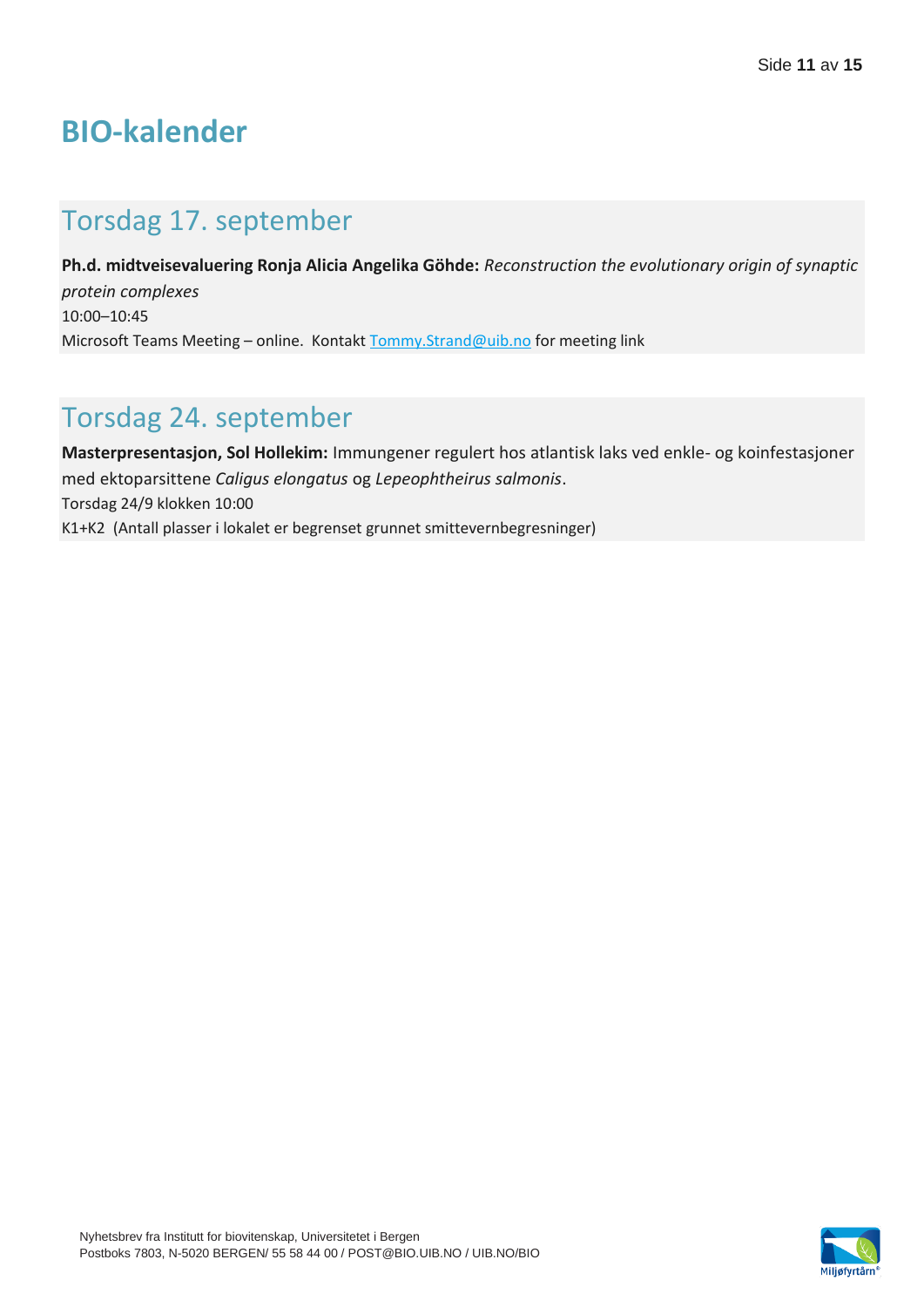# BIO-kalender

## Torsdag 17. september

**Ph.d. midtveisevaluering Ronja Alicia Angelika Göhde:** *Reconstruction the evolutionary origin of synaptic protein complexes*
10:00–10:45
Microsoft Teams Meeting – online. Kontakt Tommy.Strand@uib.no for meeting link

## Torsdag 24. september

**Masterpresentasjon, Sol Hollekim:** Immungener regulert hos atlantisk laks ved enkle- og koinfestasjoner med ektoparsittene *Caligus elongatus* og *Lepeophtheirus salmonis*.
Torsdag 24/9 klokken 10:00
K1+K2 (Antall plasser i lokalet er begrenset grunnet smittevernbegresninger)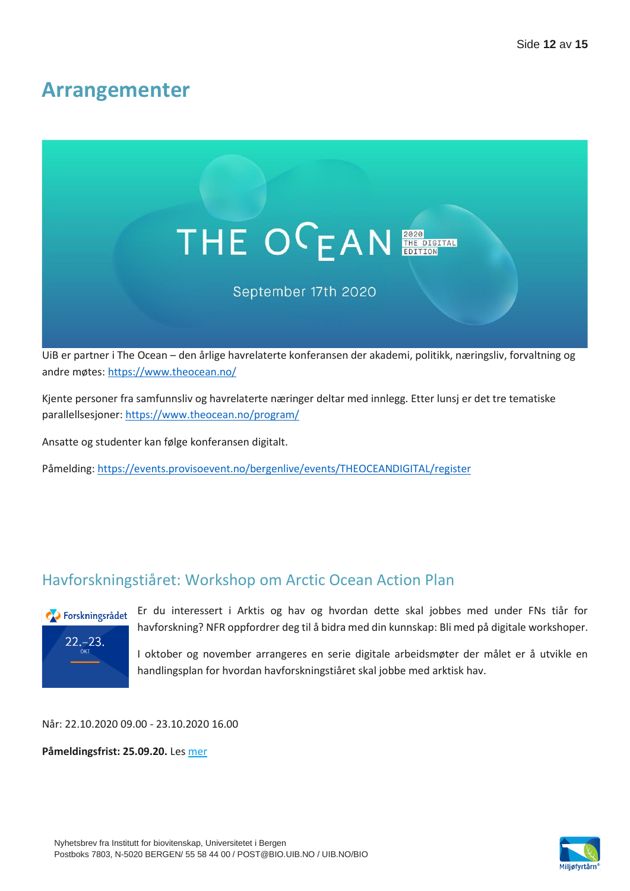# Arrangementer

UiB er partner i The Ocean – den årlige havrelaterte konferansen der akademi, politikk, næringsliv, forvaltning og andre møtes: https://www.theocean.no/

Kjente personer fra samfunnsliv og havrelaterte næringer deltar med innlegg. Etter lunsj er det tre tematiske parallellsesjoner: https://www.theocean.no/program/

Ansatte og studenter kan følge konferansen digitalt.

Påmelding: https://events.provisoevent.no/bergenlive/events/THEOCEANDIGITAL/register

## Havforskningstiåret: Workshop om Arctic Ocean Action Plan

Er du interessert i Arktis og hav og hvordan dette skal jobbes med under FNs tiår for havforskning? NFR oppfordrer deg til å bidra med din kunnskap: Bli med på digitale workshoper.

I oktober og november arrangeres en serie digitale arbeidsmøter der målet er å utvikle en handlingsplan for hvordan havforskningstiåret skal jobbe med arktisk hav.

Når: 22.10.2020 09.00 - 23.10.2020 16.00

**Påmeldingsfrist: 25.09.20.** Les mer

Nyhetsbrev fra Institutt for biovitenskap, Universitetet i Bergen
Postboks 7803, N-5020 BERGEN/ 55 58 44 00 / POST@BIO.UIB.NO / UIB.NO/BIO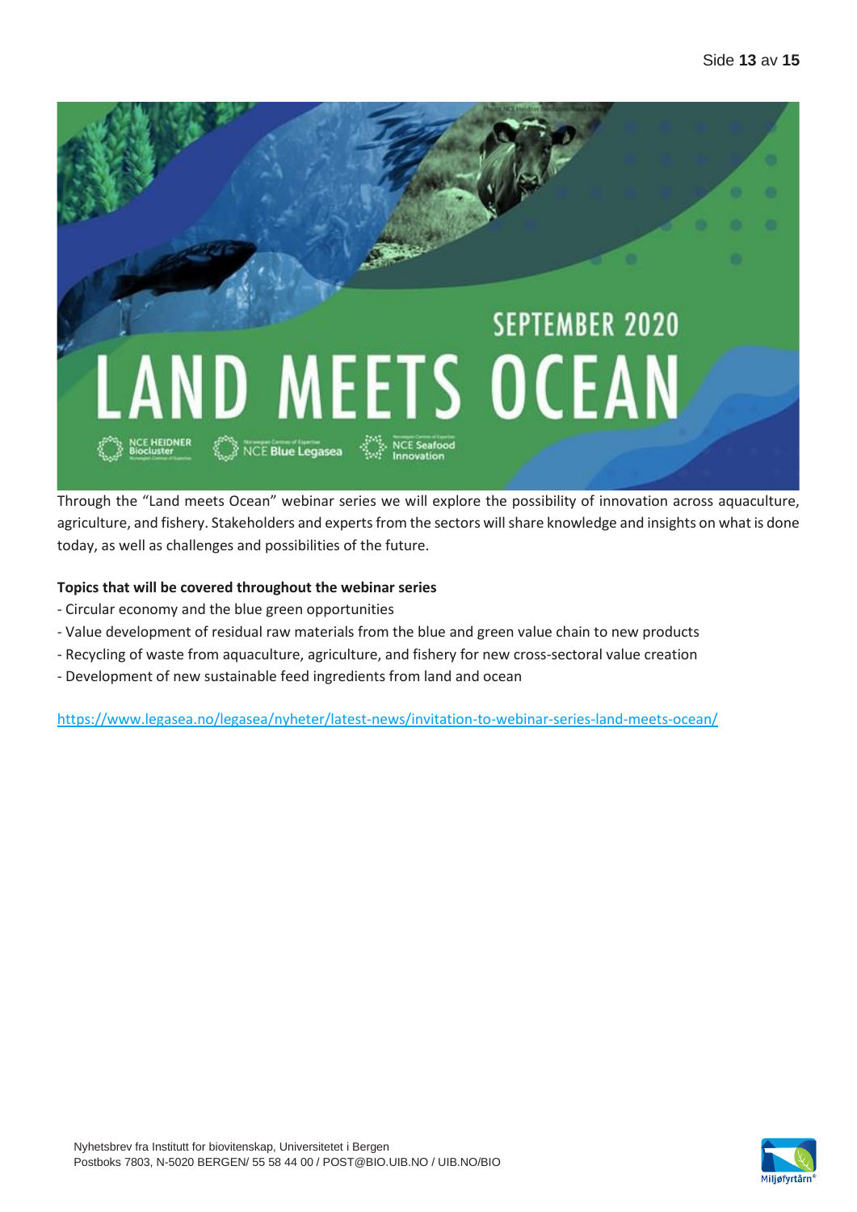Through the "Land meets Ocean" webinar series we will explore the possibility of innovation across aquaculture, agriculture, and fishery. Stakeholders and experts from the sectors will share knowledge and insights on what is done today, as well as challenges and possibilities of the future.

**Topics that will be covered throughout the webinar series**

- Circular economy and the blue green opportunities
- Value development of residual raw materials from the blue and green value chain to new products
- Recycling of waste from aquaculture, agriculture, and fishery for new cross-sectoral value creation
- Development of new sustainable feed ingredients from land and ocean

https://www.legasea.no/legasea/nyheter/latest-news/invitation-to-webinar-series-land-meets-ocean/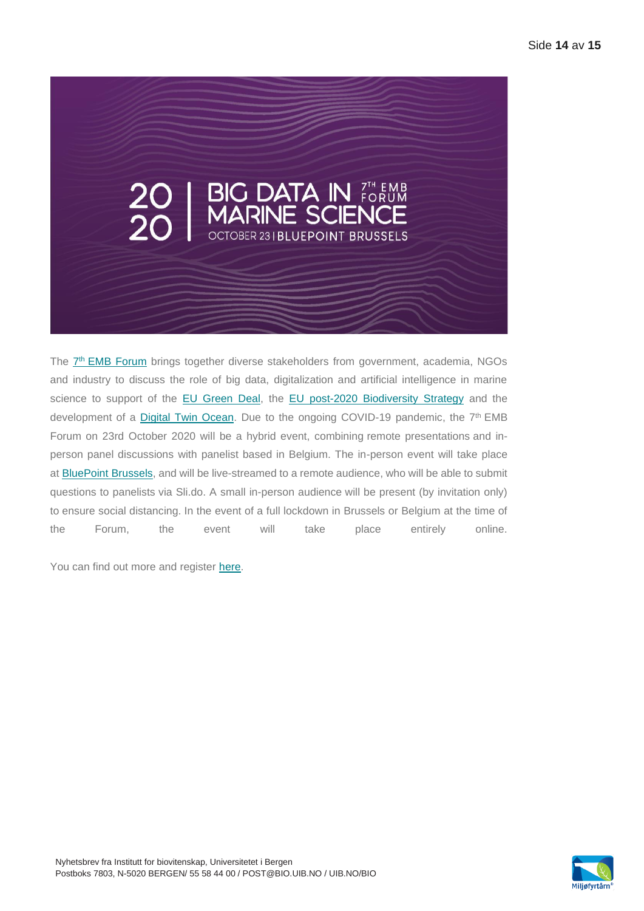2020 | BIG DATA IN MARINE SCIENCE 7TH EMB FORUM
OCTOBER 23 | BLUEPOINT BRUSSELS

The 7th EMB Forum brings together diverse stakeholders from government, academia, NGOs and industry to discuss the role of big data, digitalization and artificial intelligence in marine science to support of the EU Green Deal, the EU post-2020 Biodiversity Strategy and the development of a Digital Twin Ocean. Due to the ongoing COVID-19 pandemic, the 7th EMB Forum on 23rd October 2020 will be a hybrid event, combining remote presentations and in-person panel discussions with panelist based in Belgium. The in-person event will take place at BluePoint Brussels, and will be live-streamed to a remote audience, who will be able to submit questions to panelists via Sli.do. A small in-person audience will be present (by invitation only) to ensure social distancing. In the event of a full lockdown in Brussels or Belgium at the time of the Forum, the event will take place entirely online.

You can find out more and register here.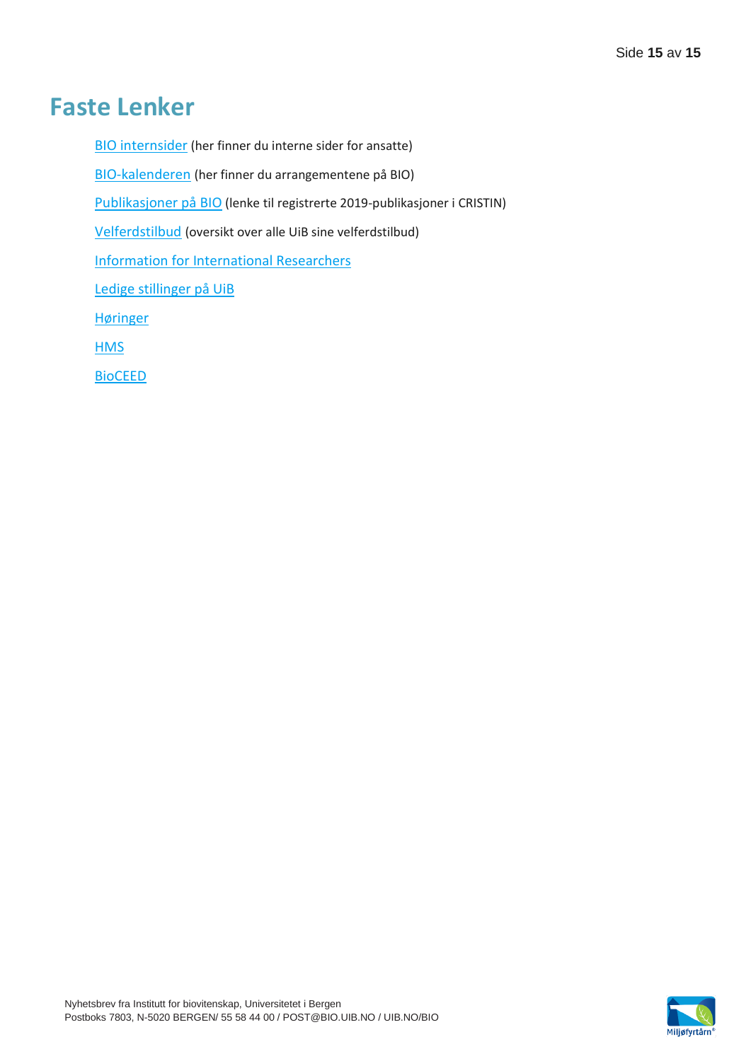# Faste Lenker

BIO internsider (her finner du interne sider for ansatte)

BIO-kalenderen (her finner du arrangementene på BIO)

Publikasjoner på BIO (lenke til registrerte 2019-publikasjoner i CRISTIN)

Velferdstilbud (oversikt over alle UiB sine velferdstilbud)

Information for International Researchers

Ledige stillinger på UiB

Høringer

HMS

BioCEED

Nyhetsbrev fra Institutt for biovitenskap, Universitetet i Bergen
Postboks 7803, N-5020 BERGEN/ 55 58 44 00 / POST@BIO.UIB.NO / UIB.NO/BIO